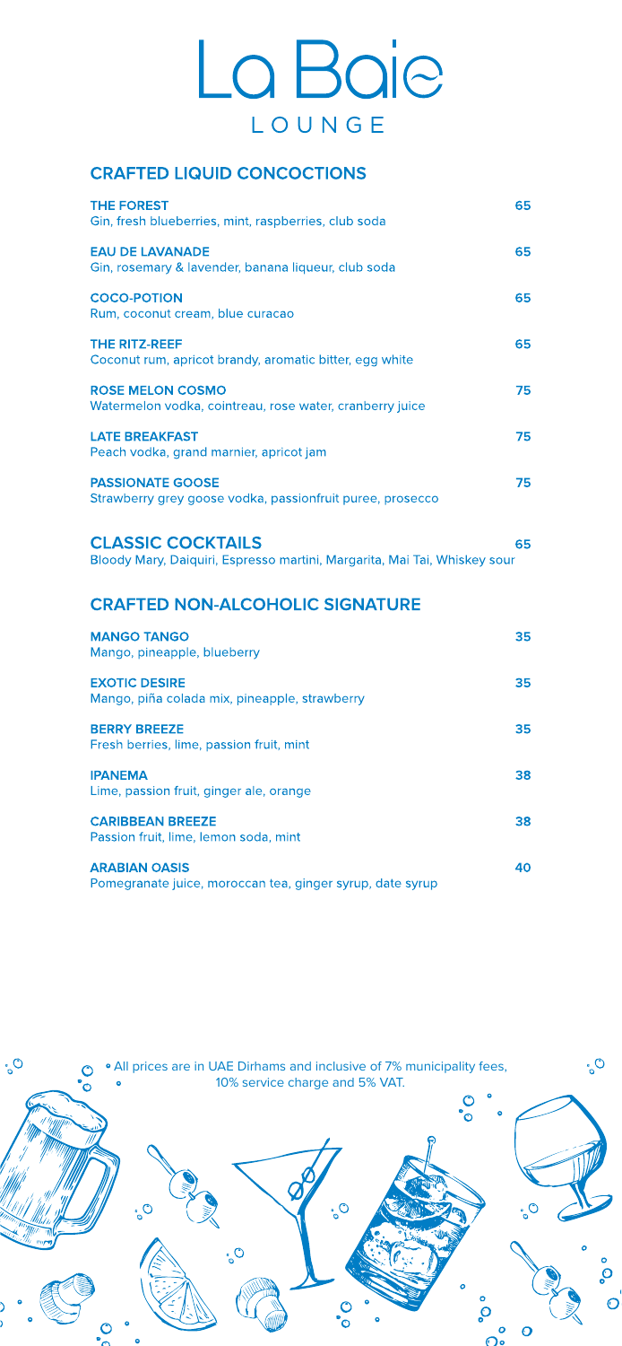# La Baie

## LOUNGE

## CRAFTED LIQUID CONCOCTIONS

**THE FOREST** — 65
Gin, fresh blueberries, mint, raspberries, club soda

**EAU DE LAVANADE** — 65
Gin, rosemary & lavender, banana liqueur, club soda

**COCO-POTION** — 65
Rum, coconut cream, blue curacao

**THE RITZ-REEF** — 65
Coconut rum, apricot brandy, aromatic bitter, egg white

**ROSE MELON COSMO** — 75
Watermelon vodka, cointreau, rose water, cranberry juice

**LATE BREAKFAST** — 75
Peach vodka, grand marnier, apricot jam

**PASSIONATE GOOSE** — 75
Strawberry grey goose vodka, passionfruit puree, prosecco

## CLASSIC COCKTAILS — 65

Bloody Mary, Daiquiri, Espresso martini, Margarita, Mai Tai, Whiskey sour

## CRAFTED NON-ALCOHOLIC SIGNATURE

**MANGO TANGO** — 35
Mango, pineapple, blueberry

**EXOTIC DESIRE** — 35
Mango, piña colada mix, pineapple, strawberry

**BERRY BREEZE** — 35
Fresh berries, lime, passion fruit, mint

**IPANEMA** — 38
Lime, passion fruit, ginger ale, orange

**CARIBBEAN BREEZE** — 38
Passion fruit, lime, lemon soda, mint

**ARABIAN OASIS** — 40
Pomegranate juice, moroccan tea, ginger syrup, date syrup

• All prices are in UAE Dirhams and inclusive of 7% municipality fees, 10% service charge and 5% VAT.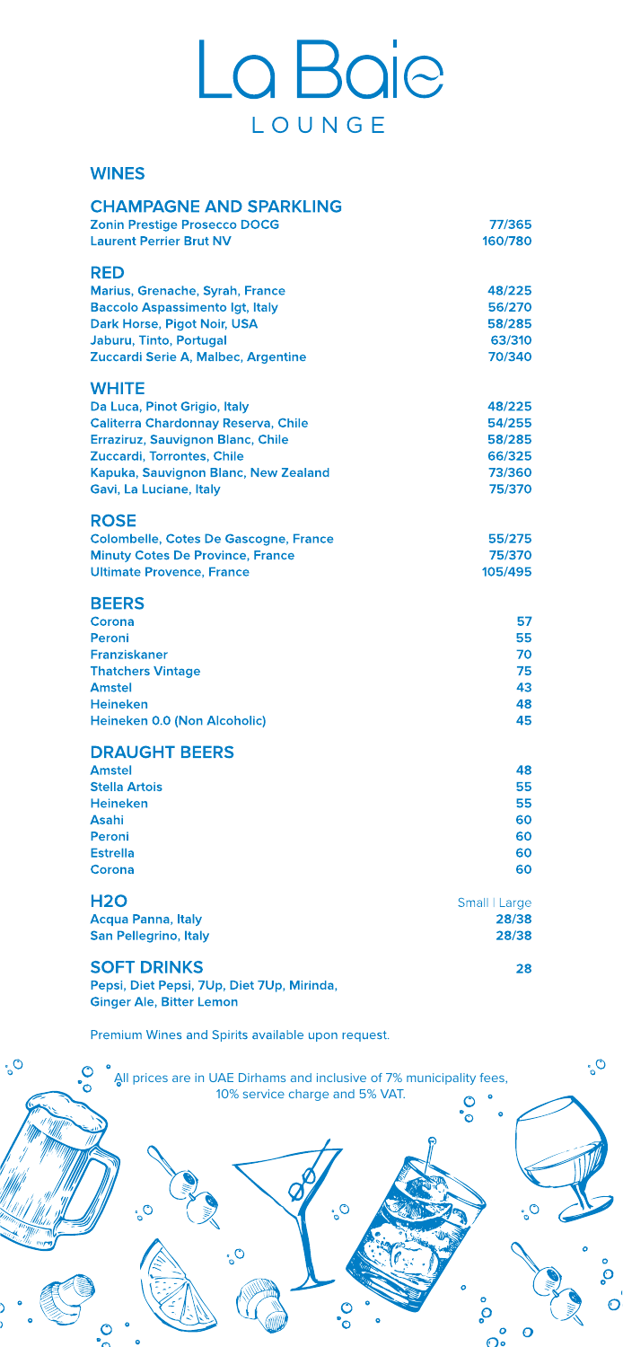# La Baie

LOUNGE

## WINES

### CHAMPAGNE AND SPARKLING

| | |
|---|---|
| Zonin Prestige Prosecco DOCG | 77/365 |
| Laurent Perrier Brut NV | 160/780 |

### RED

| | |
|---|---|
| Marius, Grenache, Syrah, France | 48/225 |
| Baccolo Aspassimento Igt, Italy | 56/270 |
| Dark Horse, Pigot Noir, USA | 58/285 |
| Jaburu, Tinto, Portugal | 63/310 |
| Zuccardi Serie A, Malbec, Argentine | 70/340 |

### WHITE

| | |
|---|---|
| Da Luca, Pinot Grigio, Italy | 48/225 |
| Caliterra Chardonnay Reserva, Chile | 54/255 |
| Erraziruz, Sauvignon Blanc, Chile | 58/285 |
| Zuccardi, Torrontes, Chile | 66/325 |
| Kapuka, Sauvignon Blanc, New Zealand | 73/360 |
| Gavi, La Luciane, Italy | 75/370 |

### ROSE

| | |
|---|---|
| Colombelle, Cotes De Gascogne, France | 55/275 |
| Minuty Cotes De Province, France | 75/370 |
| Ultimate Provence, France | 105/495 |

## BEERS

| | |
|---|---|
| Corona | 57 |
| Peroni | 55 |
| Franziskaner | 70 |
| Thatchers Vintage | 75 |
| Amstel | 43 |
| Heineken | 48 |
| Heineken 0.0 (Non Alcoholic) | 45 |

## DRAUGHT BEERS

| | |
|---|---|
| Amstel | 48 |
| Stella Artois | 55 |
| Heineken | 55 |
| Asahi | 60 |
| Peroni | 60 |
| Estrella | 60 |
| Corona | 60 |

## H2O

| | Small \| Large |
|---|---|
| Acqua Panna, Italy | 28/38 |
| San Pellegrino, Italy | 28/38 |

## SOFT DRINKS — 28

Pepsi, Diet Pepsi, 7Up, Diet 7Up, Mirinda, Ginger Ale, Bitter Lemon

Premium Wines and Spirits available upon request.

All prices are in UAE Dirhams and inclusive of 7% municipality fees, 10% service charge and 5% VAT.